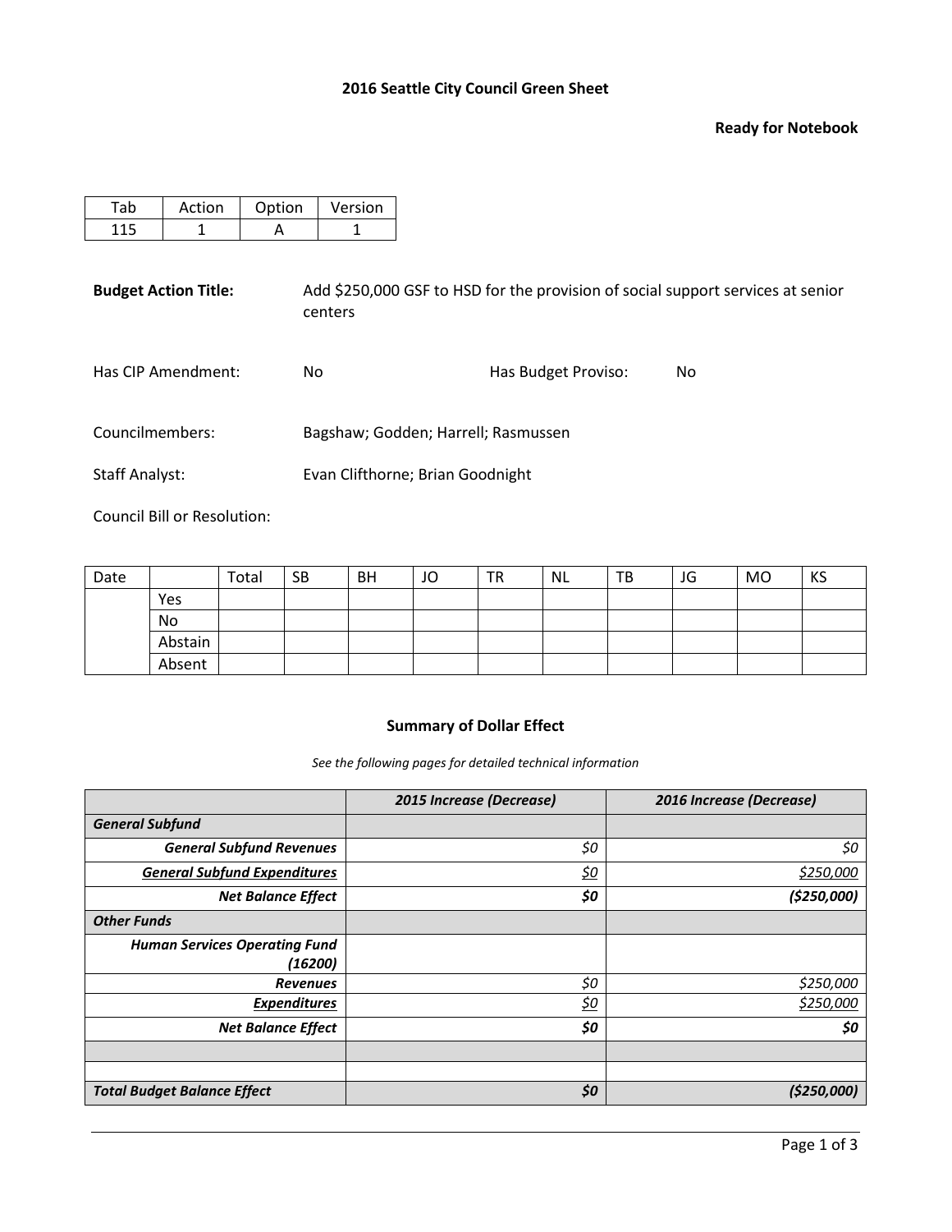# 2016 Seattle City Council Green Sheet

**Ready for Notebook**

| Tab | Action | Option | Version |
|---|---|---|---|
| 115 | 1 | A | 1 |

**Budget Action Title:** Add $250,000 GSF to HSD for the provision of social support services at senior centers

Has CIP Amendment: No

Has Budget Proviso: No

Councilmembers: Bagshaw; Godden; Harrell; Rasmussen

Staff Analyst: Evan Clifthorne; Brian Goodnight

Council Bill or Resolution:

| Date | | Total | SB | BH | JO | TR | NL | TB | JG | MO | KS |
|---|---|---|---|---|---|---|---|---|---|---|---|
| | Yes | | | | | | | | | | |
| | No | | | | | | | | | | |
| | Abstain | | | | | | | | | | |
| | Absent | | | | | | | | | | |

### Summary of Dollar Effect

*See the following pages for detailed technical information*

| | ***2015 Increase (Decrease)*** | ***2016 Increase (Decrease)*** |
|---|---|---|
| ***General Subfund*** | | |
| ***General Subfund Revenues*** | *$0* | *$0* |
| ***General Subfund Expenditures*** | *$0* | *$250,000* |
| ***Net Balance Effect*** | ***$0*** | ***($250,000)*** |
| ***Other Funds*** | | |
| ***Human Services Operating Fund (16200)*** | | |
| ***Revenues*** | *$0* | *$250,000* |
| ***Expenditures*** | *$0* | *$250,000* |
| ***Net Balance Effect*** | ***$0*** | ***$0*** |
| | | |
| | | |
| ***Total Budget Balance Effect*** | ***$0*** | ***($250,000)*** |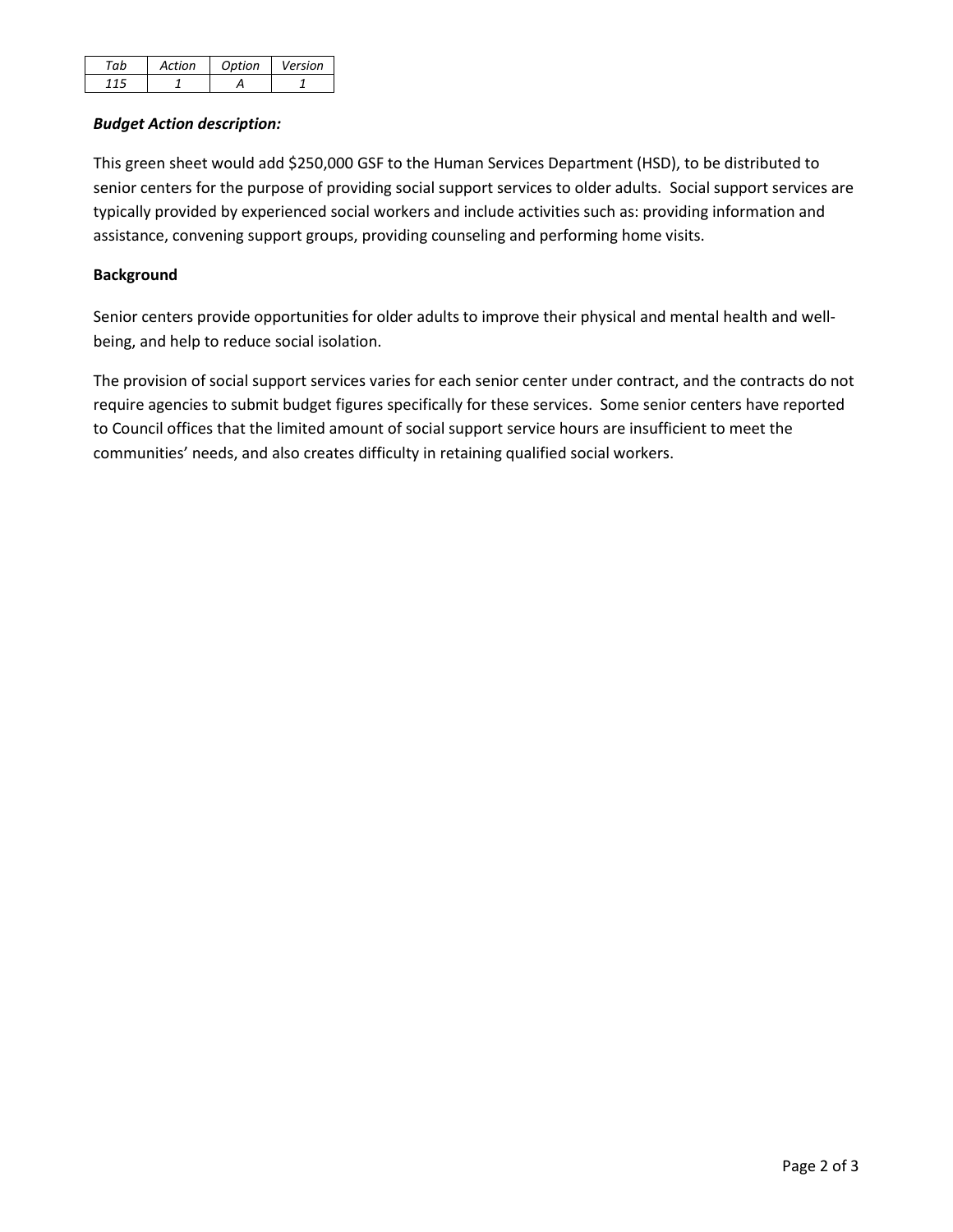| *Tab* | *Action* | *Option* | *Version* |
|---|---|---|---|
| *115* | *1* | *A* | *1* |

***Budget Action description:***

This green sheet would add $250,000 GSF to the Human Services Department (HSD), to be distributed to senior centers for the purpose of providing social support services to older adults. Social support services are typically provided by experienced social workers and include activities such as: providing information and assistance, convening support groups, providing counseling and performing home visits.

**Background**

Senior centers provide opportunities for older adults to improve their physical and mental health and well-being, and help to reduce social isolation.

The provision of social support services varies for each senior center under contract, and the contracts do not require agencies to submit budget figures specifically for these services. Some senior centers have reported to Council offices that the limited amount of social support service hours are insufficient to meet the communities' needs, and also creates difficulty in retaining qualified social workers.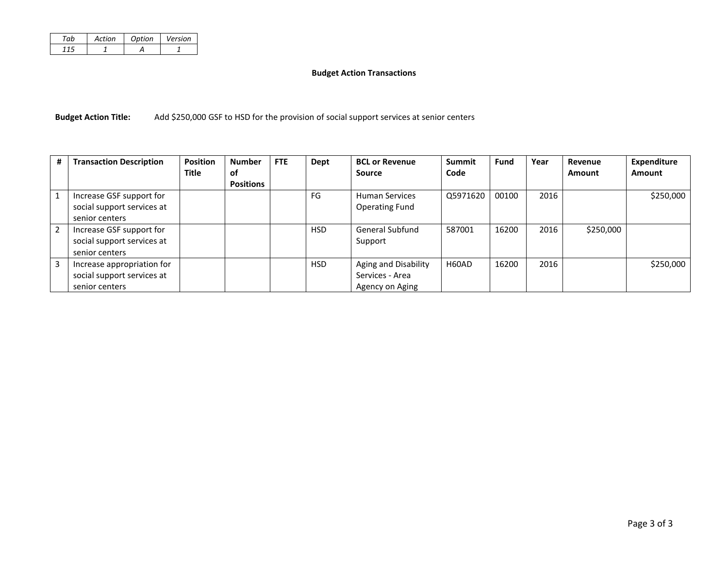| *Tab* | *Action* | *Option* | *Version* |
|---|---|---|---|
| *115* | *1* | *A* | *1* |

**Budget Action Transactions**

**Budget Action Title:** Add $250,000 GSF to HSD for the provision of social support services at senior centers

| # | Transaction Description | Position Title | Number of Positions | FTE | Dept | BCL or Revenue Source | Summit Code | Fund | Year | Revenue Amount | Expenditure Amount |
|---|---|---|---|---|---|---|---|---|---|---|---|
| 1 | Increase GSF support for social support services at senior centers | | | | FG | Human Services Operating Fund | Q5971620 | 00100 | 2016 | | $250,000 |
| 2 | Increase GSF support for social support services at senior centers | | | | HSD | General Subfund Support | 587001 | 16200 | 2016 | $250,000 | |
| 3 | Increase appropriation for social support services at senior centers | | | | HSD | Aging and Disability Services - Area Agency on Aging | H60AD | 16200 | 2016 | | $250,000 |